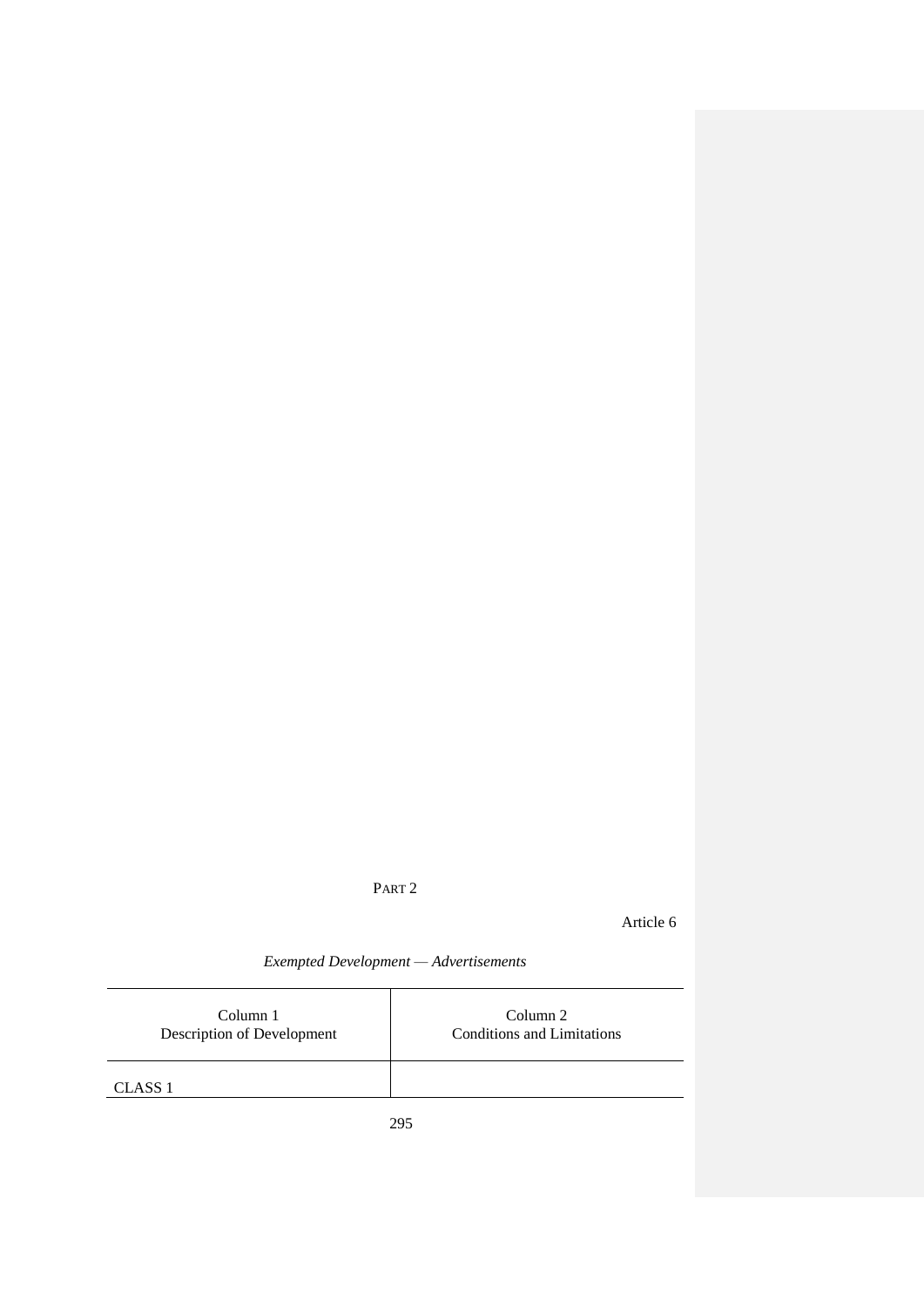PART 2

Article 6

*Exempted Development — Advertisements*

| Column 1<br>Description of Development | Column 2<br>Conditions and Limitations |
|---|---|
| CLASS 1 | |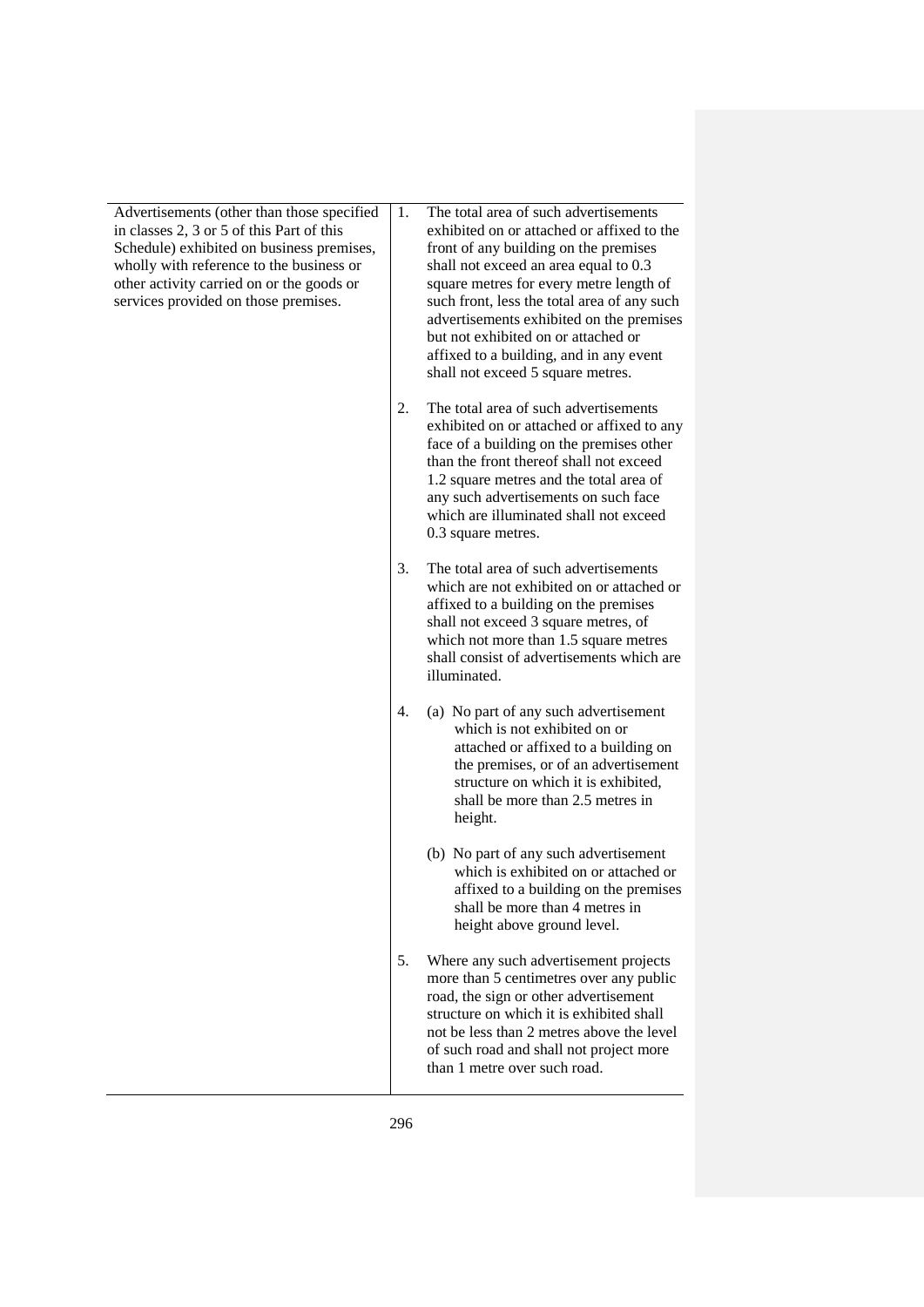| | |
|---|---|
| Advertisements (other than those specified in classes 2, 3 or 5 of this Part of this Schedule) exhibited on business premises, wholly with reference to the business or other activity carried on or the goods or services provided on those premises. | 1. The total area of such advertisements exhibited on or attached or affixed to the front of any building on the premises shall not exceed an area equal to 0.3 square metres for every metre length of such front, less the total area of any such advertisements exhibited on the premises but not exhibited on or attached or affixed to a building, and in any event shall not exceed 5 square metres.<br><br>2. The total area of such advertisements exhibited on or attached or affixed to any face of a building on the premises other than the front thereof shall not exceed 1.2 square metres and the total area of any such advertisements on such face which are illuminated shall not exceed 0.3 square metres.<br><br>3. The total area of such advertisements which are not exhibited on or attached or affixed to a building on the premises shall not exceed 3 square metres, of which not more than 1.5 square metres shall consist of advertisements which are illuminated.<br><br>4. (a) No part of any such advertisement which is not exhibited on or attached or affixed to a building on the premises, or of an advertisement structure on which it is exhibited, shall be more than 2.5 metres in height.<br><br>(b) No part of any such advertisement which is exhibited on or attached or affixed to a building on the premises shall be more than 4 metres in height above ground level.<br><br>5. Where any such advertisement projects more than 5 centimetres over any public road, the sign or other advertisement structure on which it is exhibited shall not be less than 2 metres above the level of such road and shall not project more than 1 metre over such road. |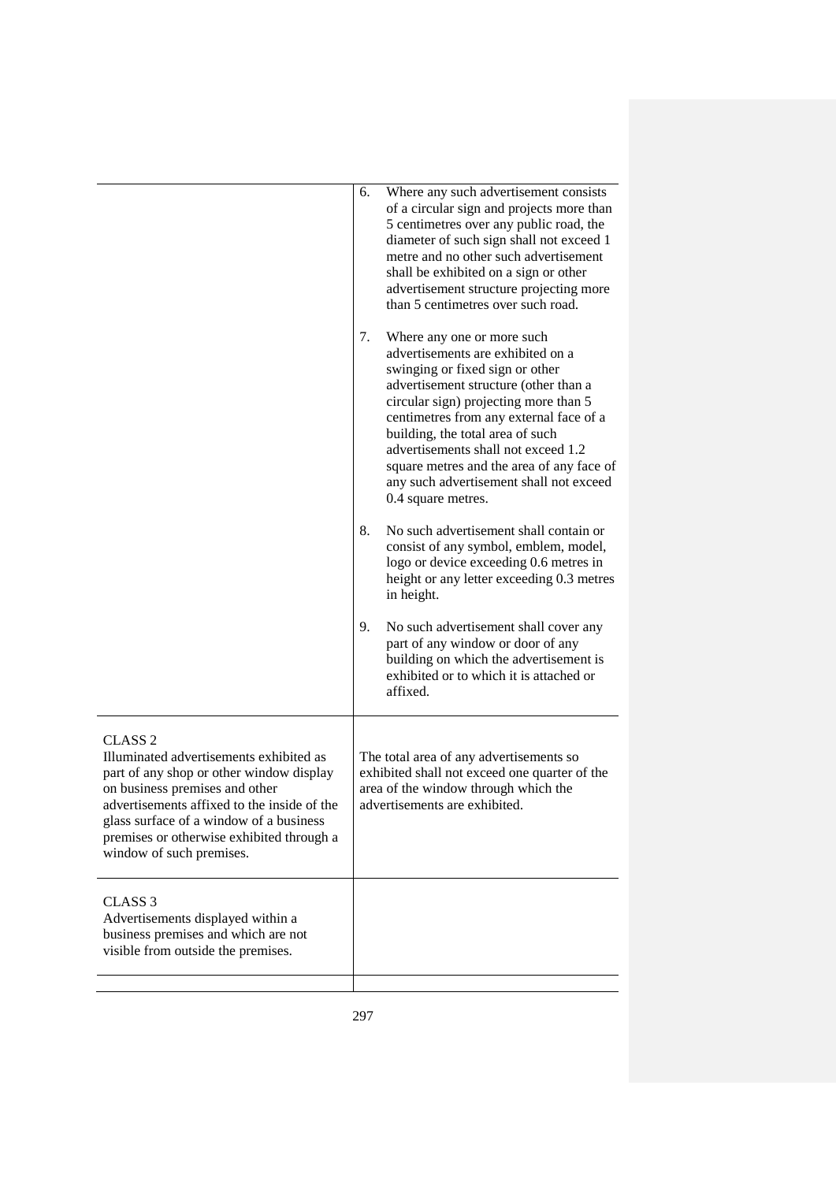| | |
|---|---|
| | 6. Where any such advertisement consists of a circular sign and projects more than 5 centimetres over any public road, the diameter of such sign shall not exceed 1 metre and no other such advertisement shall be exhibited on a sign or other advertisement structure projecting more than 5 centimetres over such road.<br><br>7. Where any one or more such advertisements are exhibited on a swinging or fixed sign or other advertisement structure (other than a circular sign) projecting more than 5 centimetres from any external face of a building, the total area of such advertisements shall not exceed 1.2 square metres and the area of any face of any such advertisement shall not exceed 0.4 square metres.<br><br>8. No such advertisement shall contain or consist of any symbol, emblem, model, logo or device exceeding 0.6 metres in height or any letter exceeding 0.3 metres in height.<br><br>9. No such advertisement shall cover any part of any window or door of any building on which the advertisement is exhibited or to which it is attached or affixed. |
| CLASS 2<br>Illuminated advertisements exhibited as part of any shop or other window display on business premises and other advertisements affixed to the inside of the glass surface of a window of a business premises or otherwise exhibited through a window of such premises. | The total area of any advertisements so exhibited shall not exceed one quarter of the area of the window through which the advertisements are exhibited. |
| CLASS 3<br>Advertisements displayed within a business premises and which are not visible from outside the premises. | |
| | |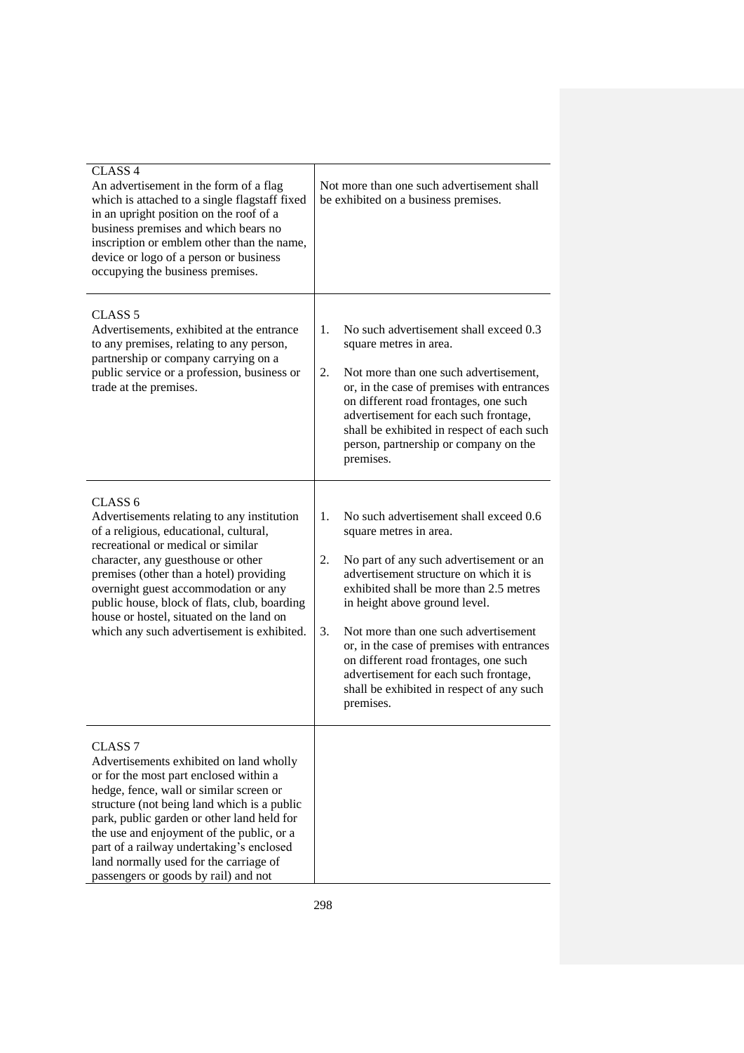| | |
|---|---|
| CLASS 4<br>An advertisement in the form of a flag which is attached to a single flagstaff fixed in an upright position on the roof of a business premises and which bears no inscription or emblem other than the name, device or logo of a person or business occupying the business premises. | Not more than one such advertisement shall be exhibited on a business premises. |
| CLASS 5<br>Advertisements, exhibited at the entrance to any premises, relating to any person, partnership or company carrying on a public service or a profession, business or trade at the premises. | 1. No such advertisement shall exceed 0.3 square metres in area.<br><br>2. Not more than one such advertisement, or, in the case of premises with entrances on different road frontages, one such advertisement for each such frontage, shall be exhibited in respect of each such person, partnership or company on the premises. |
| CLASS 6<br>Advertisements relating to any institution of a religious, educational, cultural, recreational or medical or similar character, any guesthouse or other premises (other than a hotel) providing overnight guest accommodation or any public house, block of flats, club, boarding house or hostel, situated on the land on which any such advertisement is exhibited. | 1. No such advertisement shall exceed 0.6 square metres in area.<br><br>2. No part of any such advertisement or an advertisement structure on which it is exhibited shall be more than 2.5 metres in height above ground level.<br><br>3. Not more than one such advertisement or, in the case of premises with entrances on different road frontages, one such advertisement for each such frontage, shall be exhibited in respect of any such premises. |
| CLASS 7<br>Advertisements exhibited on land wholly or for the most part enclosed within a hedge, fence, wall or similar screen or structure (not being land which is a public park, public garden or other land held for the use and enjoyment of the public, or a part of a railway undertaking's enclosed land normally used for the carriage of passengers or goods by rail) and not | |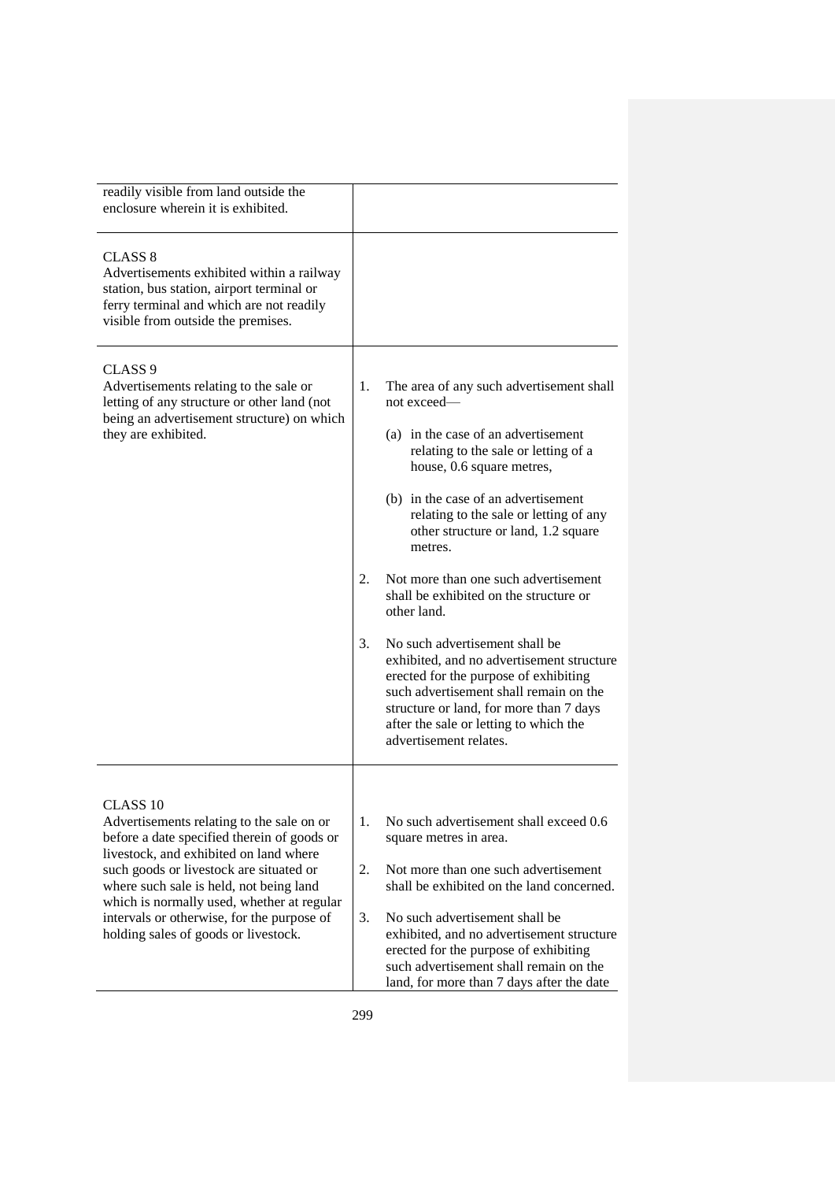| | |
|---|---|
| readily visible from land outside the enclosure wherein it is exhibited. | |
| CLASS 8<br>Advertisements exhibited within a railway station, bus station, airport terminal or ferry terminal and which are not readily visible from outside the premises. | |
| CLASS 9<br>Advertisements relating to the sale or letting of any structure or other land (not being an advertisement structure) on which they are exhibited. | 1. The area of any such advertisement shall not exceed—<br>(a) in the case of an advertisement relating to the sale or letting of a house, 0.6 square metres,<br>(b) in the case of an advertisement relating to the sale or letting of any other structure or land, 1.2 square metres.<br>2. Not more than one such advertisement shall be exhibited on the structure or other land.<br>3. No such advertisement shall be exhibited, and no advertisement structure erected for the purpose of exhibiting such advertisement shall remain on the structure or land, for more than 7 days after the sale or letting to which the advertisement relates. |
| CLASS 10<br>Advertisements relating to the sale on or before a date specified therein of goods or livestock, and exhibited on land where such goods or livestock are situated or where such sale is held, not being land which is normally used, whether at regular intervals or otherwise, for the purpose of holding sales of goods or livestock. | 1. No such advertisement shall exceed 0.6 square metres in area.<br>2. Not more than one such advertisement shall be exhibited on the land concerned.<br>3. No such advertisement shall be exhibited, and no advertisement structure erected for the purpose of exhibiting such advertisement shall remain on the land, for more than 7 days after the date |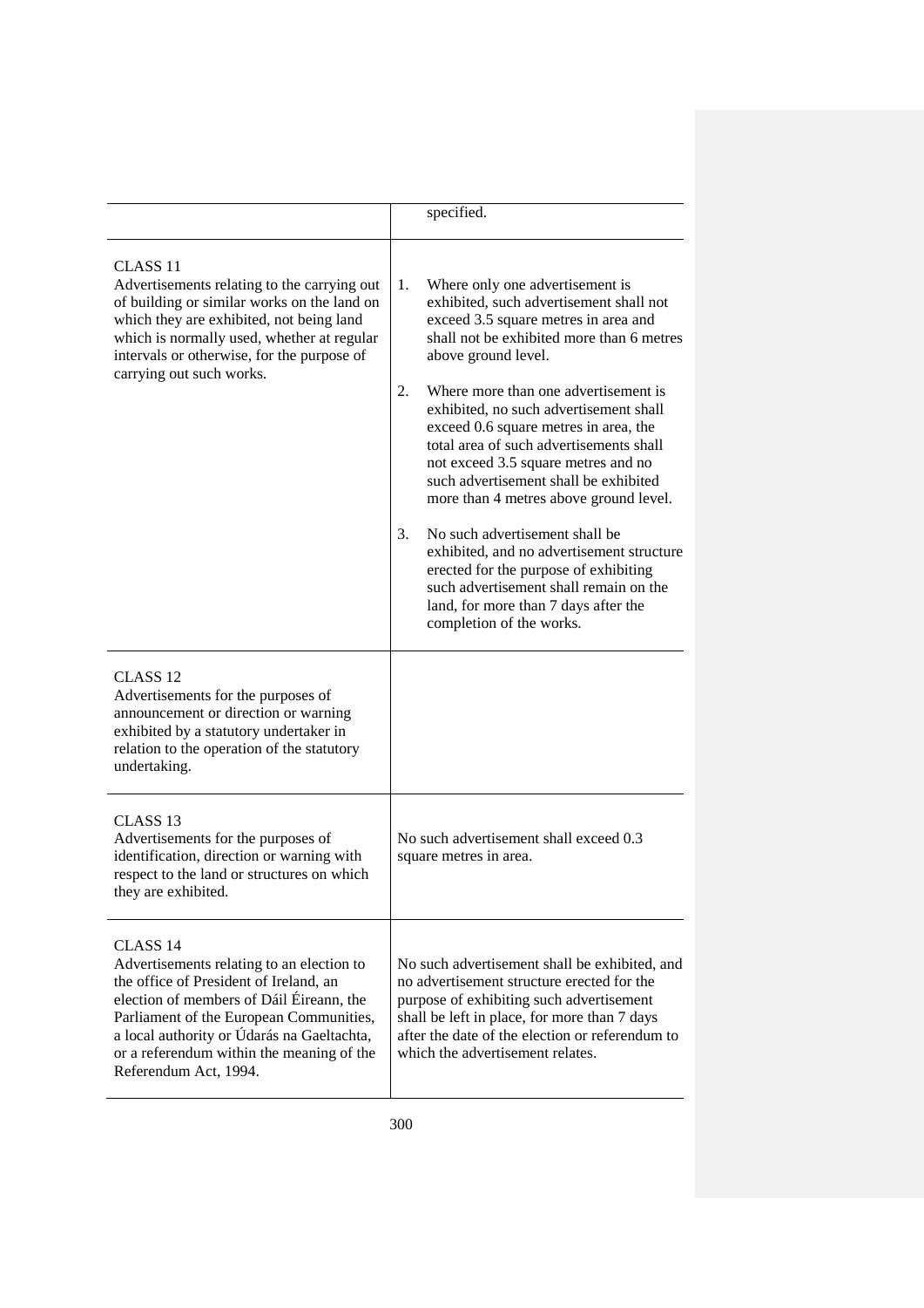| | |
|---|---|
| | specified. |
| CLASS 11<br>Advertisements relating to the carrying out of building or similar works on the land on which they are exhibited, not being land which is normally used, whether at regular intervals or otherwise, for the purpose of carrying out such works. | 1. Where only one advertisement is exhibited, such advertisement shall not exceed 3.5 square metres in area and shall not be exhibited more than 6 metres above ground level.<br><br>2. Where more than one advertisement is exhibited, no such advertisement shall exceed 0.6 square metres in area, the total area of such advertisements shall not exceed 3.5 square metres and no such advertisement shall be exhibited more than 4 metres above ground level.<br><br>3. No such advertisement shall be exhibited, and no advertisement structure erected for the purpose of exhibiting such advertisement shall remain on the land, for more than 7 days after the completion of the works. |
| CLASS 12<br>Advertisements for the purposes of announcement or direction or warning exhibited by a statutory undertaker in relation to the operation of the statutory undertaking. | |
| CLASS 13<br>Advertisements for the purposes of identification, direction or warning with respect to the land or structures on which they are exhibited. | No such advertisement shall exceed 0.3 square metres in area. |
| CLASS 14<br>Advertisements relating to an election to the office of President of Ireland, an election of members of Dáil Éireann, the Parliament of the European Communities, a local authority or Údarás na Gaeltachta, or a referendum within the meaning of the Referendum Act, 1994. | No such advertisement shall be exhibited, and no advertisement structure erected for the purpose of exhibiting such advertisement shall be left in place, for more than 7 days after the date of the election or referendum to which the advertisement relates. |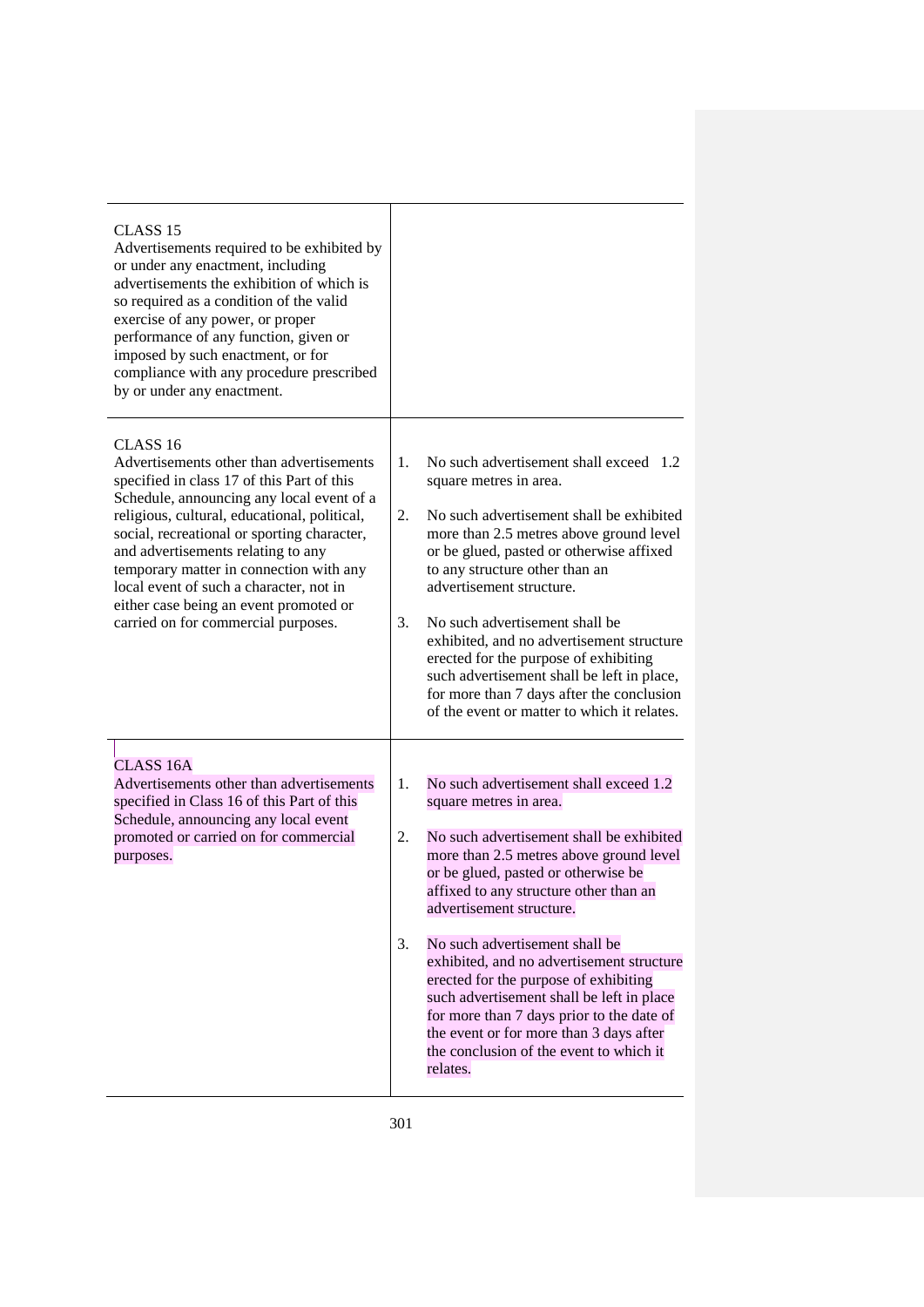| | |
|---|---|
| CLASS 15<br>Advertisements required to be exhibited by or under any enactment, including advertisements the exhibition of which is so required as a condition of the valid exercise of any power, or proper performance of any function, given or imposed by such enactment, or for compliance with any procedure prescribed by or under any enactment. | |
| CLASS 16<br>Advertisements other than advertisements specified in class 17 of this Part of this Schedule, announcing any local event of a religious, cultural, educational, political, social, recreational or sporting character, and advertisements relating to any temporary matter in connection with any local event of such a character, not in either case being an event promoted or carried on for commercial purposes. | 1. No such advertisement shall exceed 1.2 square metres in area.<br><br>2. No such advertisement shall be exhibited more than 2.5 metres above ground level or be glued, pasted or otherwise affixed to any structure other than an advertisement structure.<br><br>3. No such advertisement shall be exhibited, and no advertisement structure erected for the purpose of exhibiting such advertisement shall be left in place, for more than 7 days after the conclusion of the event or matter to which it relates. |
| CLASS 16A<br>Advertisements other than advertisements specified in Class 16 of this Part of this Schedule, announcing any local event promoted or carried on for commercial purposes. | 1. No such advertisement shall exceed 1.2 square metres in area.<br><br>2. No such advertisement shall be exhibited more than 2.5 metres above ground level or be glued, pasted or otherwise be affixed to any structure other than an advertisement structure.<br><br>3. No such advertisement shall be exhibited, and no advertisement structure erected for the purpose of exhibiting such advertisement shall be left in place for more than 7 days prior to the date of the event or for more than 3 days after the conclusion of the event to which it relates. |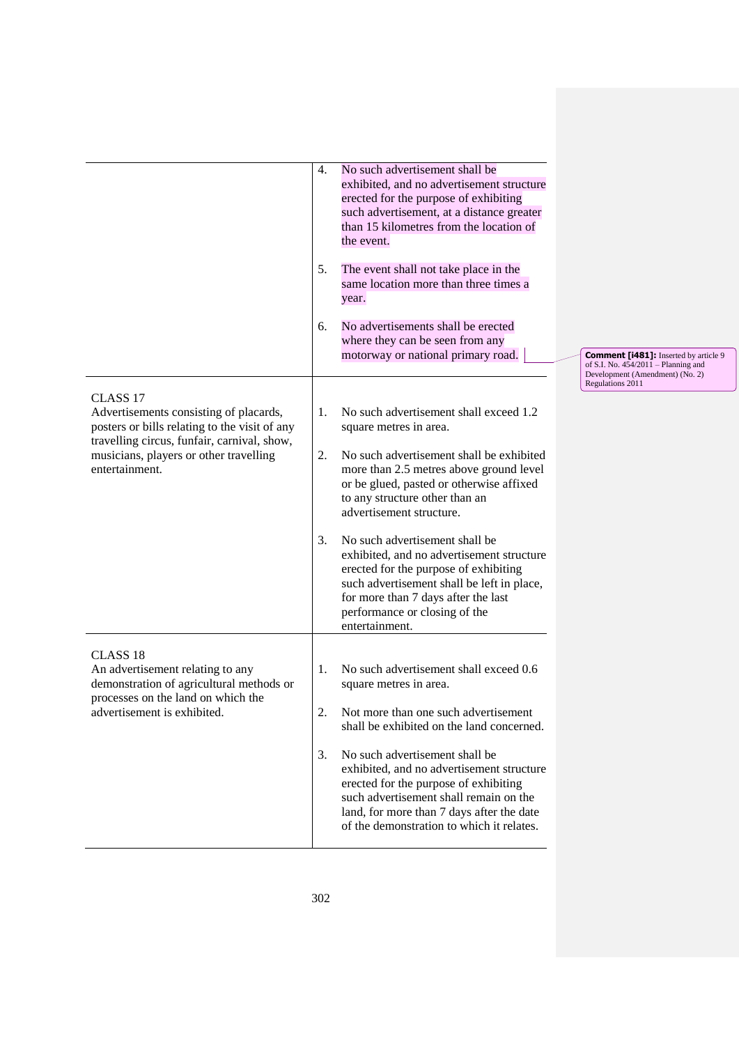| | |
|---|---|
| | 4. No such advertisement shall be exhibited, and no advertisement structure erected for the purpose of exhibiting such advertisement, at a distance greater than 15 kilometres from the location of the event.<br><br>5. The event shall not take place in the same location more than three times a year.<br><br>6. No advertisements shall be erected where they can be seen from any motorway or national primary road. |
| CLASS 17<br>Advertisements consisting of placards, posters or bills relating to the visit of any travelling circus, funfair, carnival, show, musicians, players or other travelling entertainment. | 1. No such advertisement shall exceed 1.2 square metres in area.<br><br>2. No such advertisement shall be exhibited more than 2.5 metres above ground level or be glued, pasted or otherwise affixed to any structure other than an advertisement structure.<br><br>3. No such advertisement shall be exhibited, and no advertisement structure erected for the purpose of exhibiting such advertisement shall be left in place, for more than 7 days after the last performance or closing of the entertainment. |
| CLASS 18<br>An advertisement relating to any demonstration of agricultural methods or processes on the land on which the advertisement is exhibited. | 1. No such advertisement shall exceed 0.6 square metres in area.<br><br>2. Not more than one such advertisement shall be exhibited on the land concerned.<br><br>3. No such advertisement shall be exhibited, and no advertisement structure erected for the purpose of exhibiting such advertisement shall remain on the land, for more than 7 days after the date of the demonstration to which it relates. |

**Comment [i481]:** Inserted by article 9 of S.I. No. 454/2011 – Planning and Development (Amendment) (No. 2) Regulations 2011